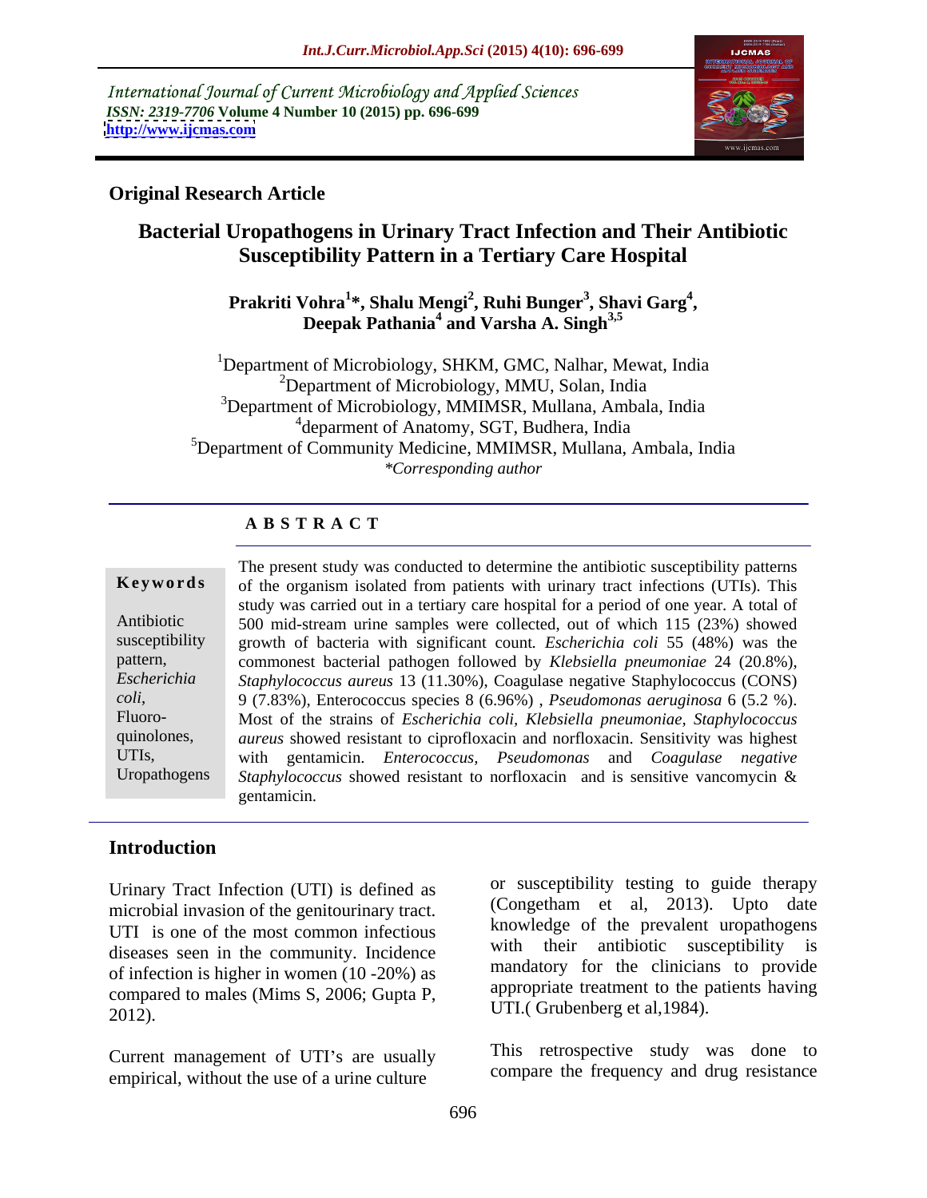International Journal of Current Microbiology and Applied Sciences
*ISSN: 2319-7706* **Volume 4 Number 10 (2015) pp. 696-699**
**http://www.ijcmas.com**

**Original Research Article**

# Bacterial Uropathogens in Urinary Tract Infection and Their Antibiotic Susceptibility Pattern in a Tertiary Care Hospital

**Prakriti Vohra[1]*, Shalu Mengi[2], Ruhi Bunger[3], Shavi Garg[4], Deepak Pathania[4] and Varsha A. Singh[3,5]**

[1]Department of Microbiology, SHKM, GMC, Nalhar, Mewat, India
[2]Department of Microbiology, MMU, Solan, India
[3]Department of Microbiology, MMIMSR, Mullana, Ambala, India
[4]deparment of Anatomy, SGT, Budhera, India
[5]Department of Community Medicine, MMIMSR, Mullana, Ambala, India
*\*Corresponding author*

## ABSTRACT

**Keywords**

Antibiotic susceptibility pattern, *Escherichia coli*, Fluoro-quinolones, UTIs, Uropathogens

The present study was conducted to determine the antibiotic susceptibility patterns of the organism isolated from patients with urinary tract infections (UTIs). This study was carried out in a tertiary care hospital for a period of one year. A total of 500 mid-stream urine samples were collected, out of which 115 (23%) showed growth of bacteria with significant count. *Escherichia coli* 55 (48%) was the commonest bacterial pathogen followed by *Klebsiella pneumoniae* 24 (20.8%), *Staphylococcus aureus* 13 (11.30%), Coagulase negative Staphylococcus (CONS) 9 (7.83%), Enterococcus species 8 (6.96%) , *Pseudomonas aeruginosa* 6 (5.2 %). Most of the strains of *Escherichia coli, Klebsiella pneumoniae*, *Staphylococcus aureus* showed resistant to ciprofloxacin and norfloxacin. Sensitivity was highest with gentamicin. *Enterococcus, Pseudomonas* and *Coagulase negative Staphylococcus* showed resistant to norfloxacin and is sensitive vancomycin & gentamicin.

## Introduction

Urinary Tract Infection (UTI) is defined as microbial invasion of the genitourinary tract. UTI is one of the most common infectious diseases seen in the community. Incidence of infection is higher in women (10 -20%) as compared to males (Mims S, 2006; Gupta P, 2012).

Current management of UTI's are usually empirical, without the use of a urine culture or susceptibility testing to guide therapy (Congetham et al, 2013). Upto date knowledge of the prevalent uropathogens with their antibiotic susceptibility is mandatory for the clinicians to provide appropriate treatment to the patients having UTI.( Grubenberg et al,1984).

This retrospective study was done to compare the frequency and drug resistance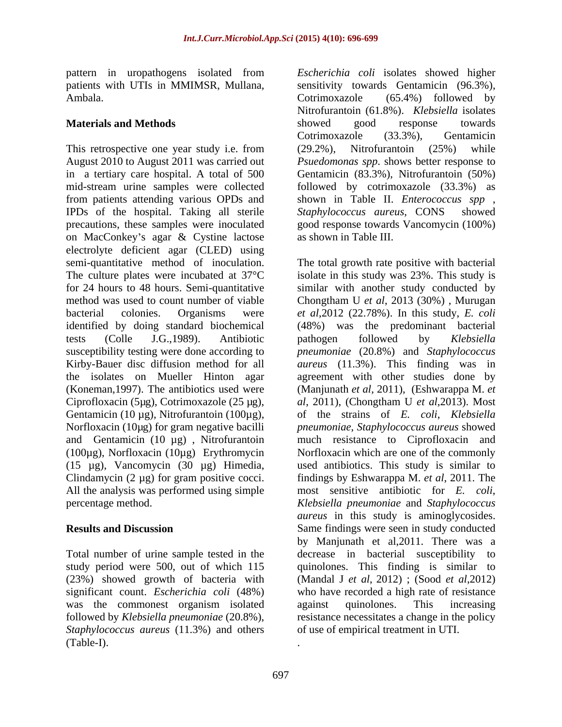pattern in uropathogens isolated from patients with UTIs in MMIMSR, Mullana, Ambala.

## Materials and Methods

This retrospective one year study i.e. from August 2010 to August 2011 was carried out in a tertiary care hospital. A total of 500 mid-stream urine samples were collected from patients attending various OPDs and IPDs of the hospital. Taking all sterile precautions, these samples were inoculated on MacConkey's agar & Cystine lactose electrolyte deficient agar (CLED) using semi-quantitative method of inoculation. The culture plates were incubated at 37°C for 24 hours to 48 hours. Semi-quantitative method was used to count number of viable bacterial colonies. Organisms were identified by doing standard biochemical tests (Colle J.G.,1989). Antibiotic susceptibility testing were done according to Kirby-Bauer disc diffusion method for all the isolates on Mueller Hinton agar (Koneman,1997). The antibiotics used were Ciprofloxacin (5µg), Cotrimoxazole (25 µg), Gentamicin (10 µg), Nitrofurantoin (100µg), Norfloxacin (10µg) for gram negative bacilli and Gentamicin (10 µg) , Nitrofurantoin (100µg), Norfloxacin (10µg) Erythromycin (15 µg), Vancomycin (30 µg) Himedia, Clindamycin (2 µg) for gram positive cocci. All the analysis was performed using simple percentage method.

## Results and Discussion

Total number of urine sample tested in the study period were 500, out of which 115 (23%) showed growth of bacteria with significant count. *Escherichia coli* (48%) was the commonest organism isolated followed by *Klebsiella pneumoniae* (20.8%), *Staphylococcus aureus* (11.3%) and others (Table-I).

*Escherichia coli* isolates showed higher sensitivity towards Gentamicin (96.3%), Cotrimoxazole (65.4%) followed by Nitrofurantoin (61.8%). *Klebsiella* isolates showed good response towards Cotrimoxazole (33.3%), Gentamicin (29.2%), Nitrofurantoin (25%) while *Psuedomonas spp*. shows better response to Gentamicin (83.3%), Nitrofurantoin (50%) followed by cotrimoxazole (33.3%) as shown in Table II. *Enterococcus spp* , *Staphylococcus aureus*, CONS showed good response towards Vancomycin (100%) as shown in Table III.

The total growth rate positive with bacterial isolate in this study was 23%. This study is similar with another study conducted by Chongtham U *et al*, 2013 (30%) , Murugan *et al*,2012 (22.78%). In this study, *E. coli* (48%) was the predominant bacterial pathogen followed by *Klebsiella pneumoniae* (20.8%) and *Staphylococcus aureus* (11.3%). This finding was in agreement with other studies done by (Manjunath *et al*, 2011), (Eshwarappa M. *et al*, 2011), (Chongtham U *et al*,2013). Most of the strains of *E. coli*, *Klebsiella pneumoniae*, *Staphylococcus aureus* showed much resistance to Ciprofloxacin and Norfloxacin which are one of the commonly used antibiotics. This study is similar to findings by Eshwarappa M. *et al*, 2011. The most sensitive antibiotic for *E. coli*, *Klebsiella pneumoniae* and *Staphylococcus aureus* in this study is aminoglycosides. Same findings were seen in study conducted by Manjunath et al,2011. There was a decrease in bacterial susceptibility to quinolones. This finding is similar to (Mandal J *et al*, 2012) ; (Sood *et al*,2012) who have recorded a high rate of resistance against quinolones. This increasing resistance necessitates a change in the policy of use of empirical treatment in UTI.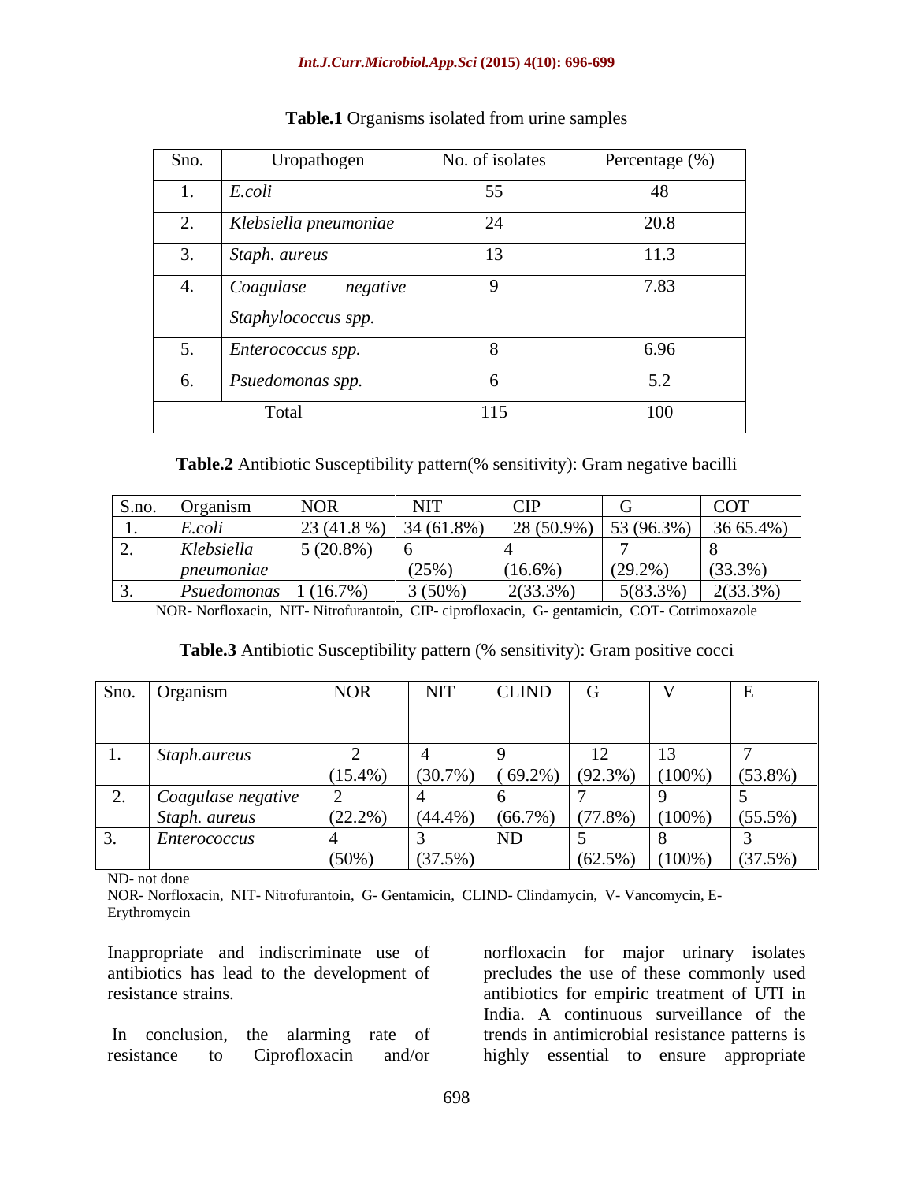**Table.1** Organisms isolated from urine samples

| Sno. | Uropathogen | No. of isolates | Percentage (%) |
|---|---|---|---|
| 1. | *E.coli* | 55 | 48 |
| 2. | *Klebsiella pneumoniae* | 24 | 20.8 |
| 3. | *Staph. aureus* | 13 | 11.3 |
| 4. | *Coagulase negative Staphylococcus spp.* | 9 | 7.83 |
| 5. | *Enterococcus spp.* | 8 | 6.96 |
| 6. | *Psuedomonas spp.* | 6 | 5.2 |
| Total | | 115 | 100 |

**Table.2** Antibiotic Susceptibility pattern(% sensitivity): Gram negative bacilli

| S.no. | Organism | NOR | NIT | CIP | G | COT |
|---|---|---|---|---|---|---|
| 1. | *E.coli* | 23 (41.8 %) | 34 (61.8%) | 28 (50.9%) | 53 (96.3%) | 36 65.4%) |
| 2. | *Klebsiella pneumoniae* | 5 (20.8%) | 6 (25%) | 4 (16.6%) | 7 (29.2%) | 8 (33.3%) |
| 3. | *Psuedomonas* | 1 (16.7%) | 3 (50%) | 2(33.3%) | 5(83.3%) | 2(33.3%) |

NOR- Norfloxacin, NIT- Nitrofurantoin, CIP- ciprofloxacin, G- gentamicin, COT- Cotrimoxazole

**Table.3** Antibiotic Susceptibility pattern (% sensitivity): Gram positive cocci

| Sno. | Organism | NOR | NIT | CLIND | G | V | E |
|---|---|---|---|---|---|---|---|
| 1. | *Staph.aureus* | 2 (15.4%) | 4 (30.7%) | 9 ( 69.2%) | 12 (92.3%) | 13 (100%) | 7 (53.8%) |
| 2. | *Coagulase negative Staph. aureus* | 2 (22.2%) | 4 (44.4%) | 6 (66.7%) | 7 (77.8%) | 9 (100%) | 5 (55.5%) |
| 3. | *Enterococcus* | 4 (50%) | 3 (37.5%) | ND | 5 (62.5%) | 8 (100%) | 3 (37.5%) |

ND- not done

NOR- Norfloxacin, NIT- Nitrofurantoin, G- Gentamicin, CLIND- Clindamycin, V- Vancomycin, E- Erythromycin

Inappropriate and indiscriminate use of antibiotics has lead to the development of resistance strains.

In conclusion, the alarming rate of resistance to Ciprofloxacin and/or norfloxacin for major urinary isolates precludes the use of these commonly used antibiotics for empiric treatment of UTI in India. A continuous surveillance of the trends in antimicrobial resistance patterns is highly essential to ensure appropriate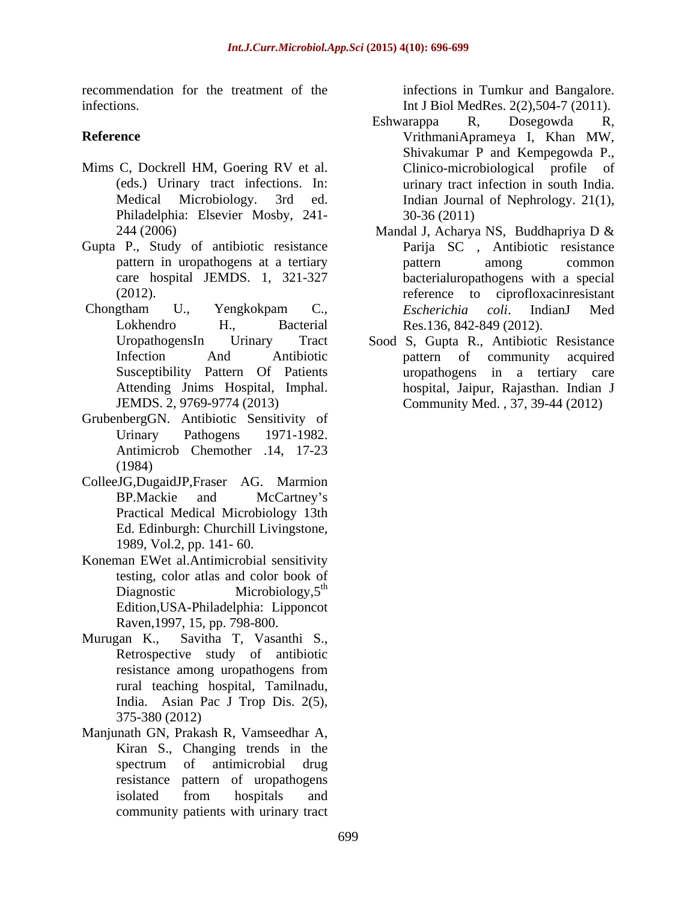recommendation for the treatment of the infections.

**Reference**

- Mims C, Dockrell HM, Goering RV et al. (eds.) Urinary tract infections. In: Medical Microbiology. 3rd ed. Philadelphia: Elsevier Mosby, 241-244 (2006)
- Gupta P., Study of antibiotic resistance pattern in uropathogens at a tertiary care hospital JEMDS. 1, 321-327 (2012).
- Chongtham U., Yengkokpam C., Lokhendro H., Bacterial UropathogensIn Urinary Tract Infection And Antibiotic Susceptibility Pattern Of Patients Attending Jnims Hospital, Imphal. JEMDS. 2, 9769-9774 (2013)
- GrubenbergGN. Antibiotic Sensitivity of Urinary Pathogens 1971-1982. Antimicrob Chemother .14, 17-23 (1984)
- ColleeJG,DugaidJP,Fraser AG. Marmion BP.Mackie and McCartney's Practical Medical Microbiology 13th Ed. Edinburgh: Churchill Livingstone, 1989, Vol.2, pp. 141- 60.
- Koneman EWet al.Antimicrobial sensitivity testing, color atlas and color book of Diagnostic Microbiology,5th Edition,USA-Philadelphia: Lipponcot Raven,1997, 15, pp. 798-800.
- Murugan K., Savitha T, Vasanthi S., Retrospective study of antibiotic resistance among uropathogens from rural teaching hospital, Tamilnadu, India. Asian Pac J Trop Dis. 2(5), 375-380 (2012)
- Manjunath GN, Prakash R, Vamseedhar A, Kiran S., Changing trends in the spectrum of antimicrobial drug resistance pattern of uropathogens isolated from hospitals and community patients with urinary tract infections in Tumkur and Bangalore. Int J Biol MedRes. 2(2),504-7 (2011).
- Eshwarappa R, Dosegowda R, VrithmaniAprameya I, Khan MW, Shivakumar P and Kempegowda P., Clinico-microbiological profile of urinary tract infection in south India. Indian Journal of Nephrology. 21(1), 30-36 (2011)
- Mandal J, Acharya NS, Buddhapriya D & Parija SC , Antibiotic resistance pattern among common bacterialuropathogens with a special reference to ciprofloxacinresistant *Escherichia coli*. IndianJ Med Res.136, 842-849 (2012).
- Sood S, Gupta R., Antibiotic Resistance pattern of community acquired uropathogens in a tertiary care hospital, Jaipur, Rajasthan. Indian J Community Med. , 37, 39-44 (2012)